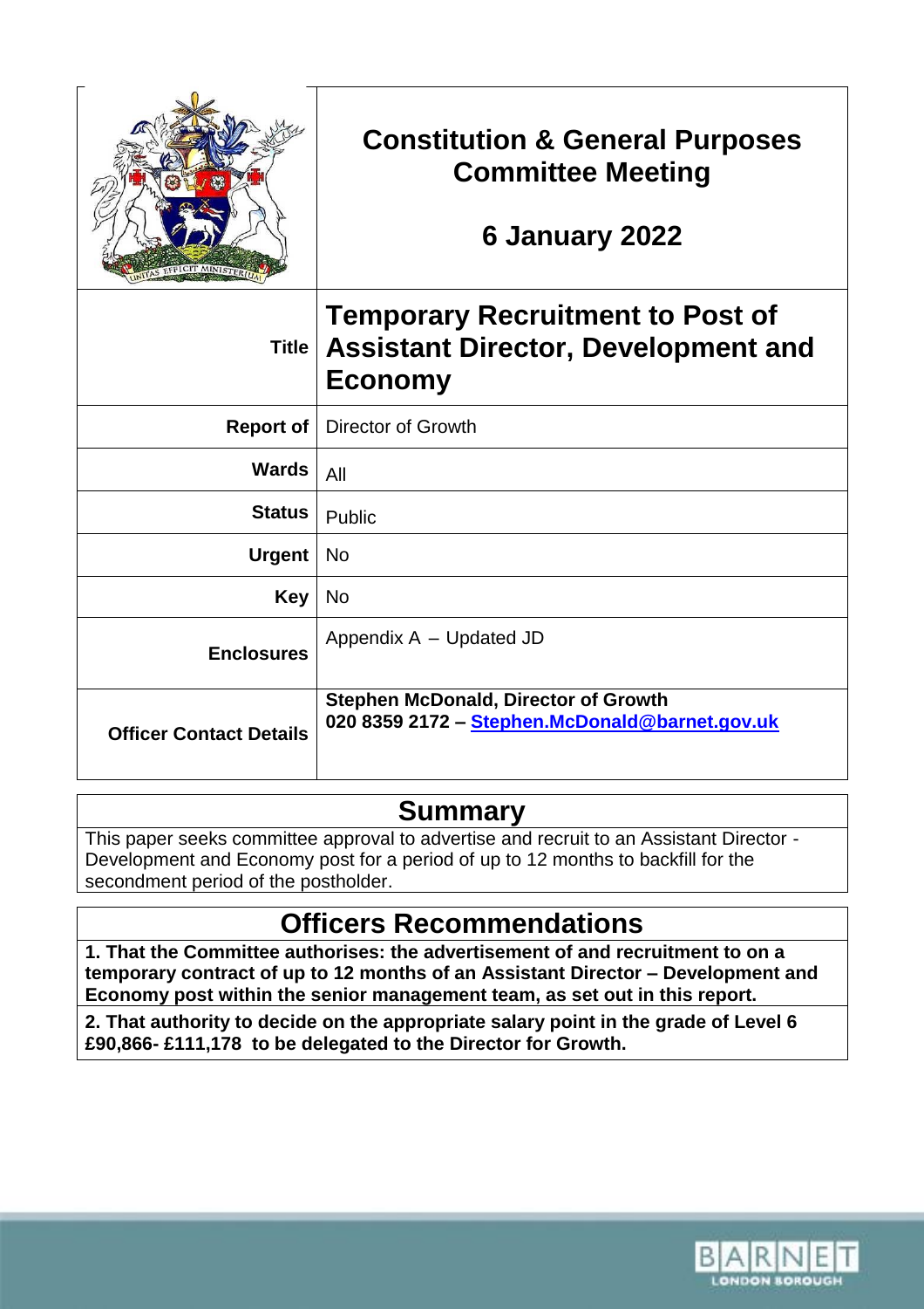# Constitution & General Purposes Committee Meeting

## 6 January 2022

| | |
|---|---|
| **Title** | **Temporary Recruitment to Post of Assistant Director, Development and Economy** |
| **Report of** | Director of Growth |
| **Wards** | All |
| **Status** | Public |
| **Urgent** | No |
| **Key** | No |
| **Enclosures** | Appendix A – Updated JD |
| **Officer Contact Details** | **Stephen McDonald, Director of Growth**<br>**020 8359 2172 – Stephen.McDonald@barnet.gov.uk** |

## Summary

This paper seeks committee approval to advertise and recruit to an Assistant Director - Development and Economy post for a period of up to 12 months to backfill for the secondment period of the postholder.

## Officers Recommendations

**1. That the Committee authorises: the advertisement of and recruitment to on a temporary contract of up to 12 months of an Assistant Director – Development and Economy post within the senior management team, as set out in this report.**

**2. That authority to decide on the appropriate salary point in the grade of Level 6 £90,866- £111,178 to be delegated to the Director for Growth.**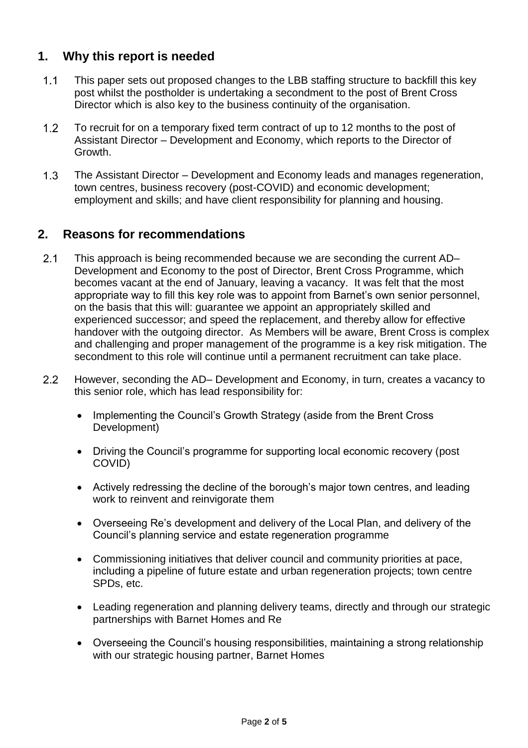## 1. Why this report is needed

1.1 This paper sets out proposed changes to the LBB staffing structure to backfill this key post whilst the postholder is undertaking a secondment to the post of Brent Cross Director which is also key to the business continuity of the organisation.

1.2 To recruit for on a temporary fixed term contract of up to 12 months to the post of Assistant Director – Development and Economy, which reports to the Director of Growth.

1.3 The Assistant Director – Development and Economy leads and manages regeneration, town centres, business recovery (post-COVID) and economic development; employment and skills; and have client responsibility for planning and housing.

## 2. Reasons for recommendations

2.1 This approach is being recommended because we are seconding the current AD– Development and Economy to the post of Director, Brent Cross Programme, which becomes vacant at the end of January, leaving a vacancy. It was felt that the most appropriate way to fill this key role was to appoint from Barnet's own senior personnel, on the basis that this will: guarantee we appoint an appropriately skilled and experienced successor; and speed the replacement, and thereby allow for effective handover with the outgoing director. As Members will be aware, Brent Cross is complex and challenging and proper management of the programme is a key risk mitigation. The secondment to this role will continue until a permanent recruitment can take place.

2.2 However, seconding the AD– Development and Economy, in turn, creates a vacancy to this senior role, which has lead responsibility for:

- Implementing the Council's Growth Strategy (aside from the Brent Cross Development)
- Driving the Council's programme for supporting local economic recovery (post COVID)
- Actively redressing the decline of the borough's major town centres, and leading work to reinvent and reinvigorate them
- Overseeing Re's development and delivery of the Local Plan, and delivery of the Council's planning service and estate regeneration programme
- Commissioning initiatives that deliver council and community priorities at pace, including a pipeline of future estate and urban regeneration projects; town centre SPDs, etc.
- Leading regeneration and planning delivery teams, directly and through our strategic partnerships with Barnet Homes and Re
- Overseeing the Council's housing responsibilities, maintaining a strong relationship with our strategic housing partner, Barnet Homes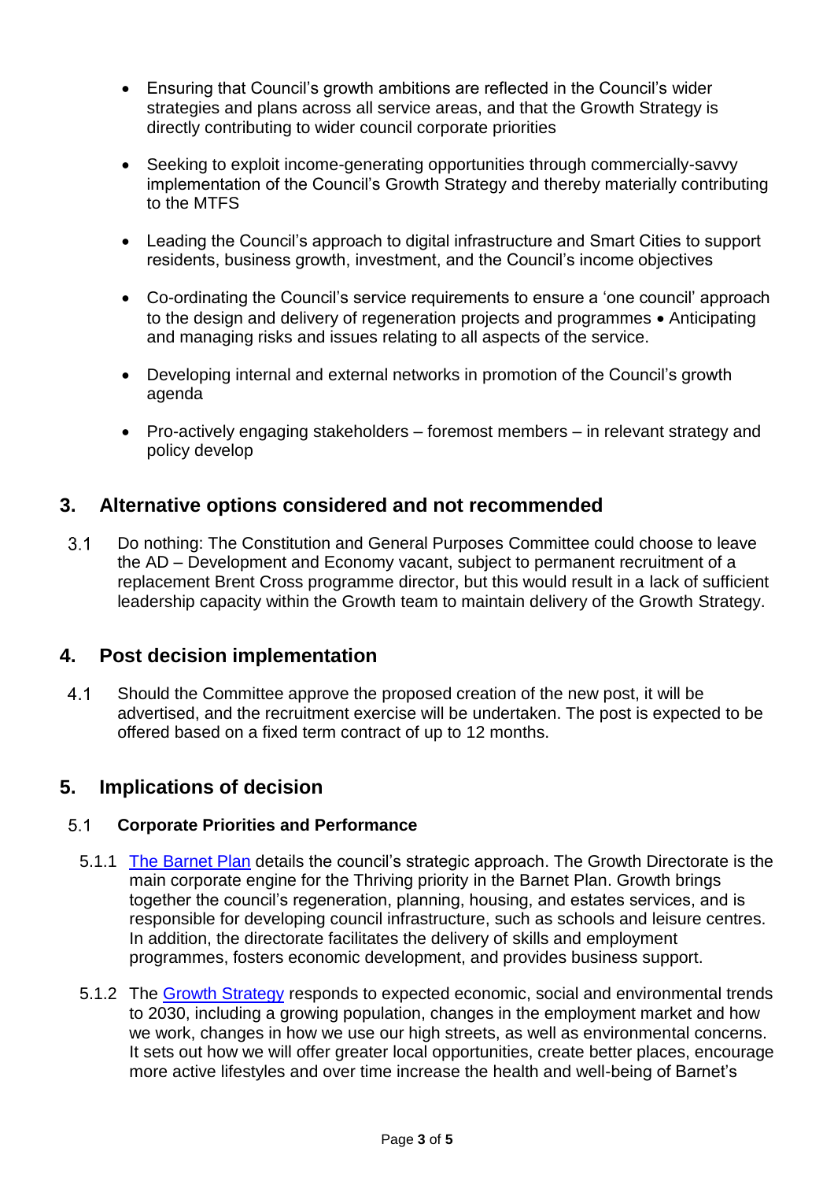- Ensuring that Council's growth ambitions are reflected in the Council's wider strategies and plans across all service areas, and that the Growth Strategy is directly contributing to wider council corporate priorities

- Seeking to exploit income-generating opportunities through commercially-savvy implementation of the Council's Growth Strategy and thereby materially contributing to the MTFS

- Leading the Council's approach to digital infrastructure and Smart Cities to support residents, business growth, investment, and the Council's income objectives

- Co-ordinating the Council's service requirements to ensure a 'one council' approach to the design and delivery of regeneration projects and programmes • Anticipating and managing risks and issues relating to all aspects of the service.

- Developing internal and external networks in promotion of the Council's growth agenda

- Pro-actively engaging stakeholders – foremost members – in relevant strategy and policy develop

## 3. Alternative options considered and not recommended

3.1 Do nothing: The Constitution and General Purposes Committee could choose to leave the AD – Development and Economy vacant, subject to permanent recruitment of a replacement Brent Cross programme director, but this would result in a lack of sufficient leadership capacity within the Growth team to maintain delivery of the Growth Strategy.

## 4. Post decision implementation

4.1 Should the Committee approve the proposed creation of the new post, it will be advertised, and the recruitment exercise will be undertaken. The post is expected to be offered based on a fixed term contract of up to 12 months.

## 5. Implications of decision

### 5.1 Corporate Priorities and Performance

5.1.1 The Barnet Plan details the council's strategic approach. The Growth Directorate is the main corporate engine for the Thriving priority in the Barnet Plan. Growth brings together the council's regeneration, planning, housing, and estates services, and is responsible for developing council infrastructure, such as schools and leisure centres. In addition, the directorate facilitates the delivery of skills and employment programmes, fosters economic development, and provides business support.

5.1.2 The Growth Strategy responds to expected economic, social and environmental trends to 2030, including a growing population, changes in the employment market and how we work, changes in how we use our high streets, as well as environmental concerns. It sets out how we will offer greater local opportunities, create better places, encourage more active lifestyles and over time increase the health and well-being of Barnet's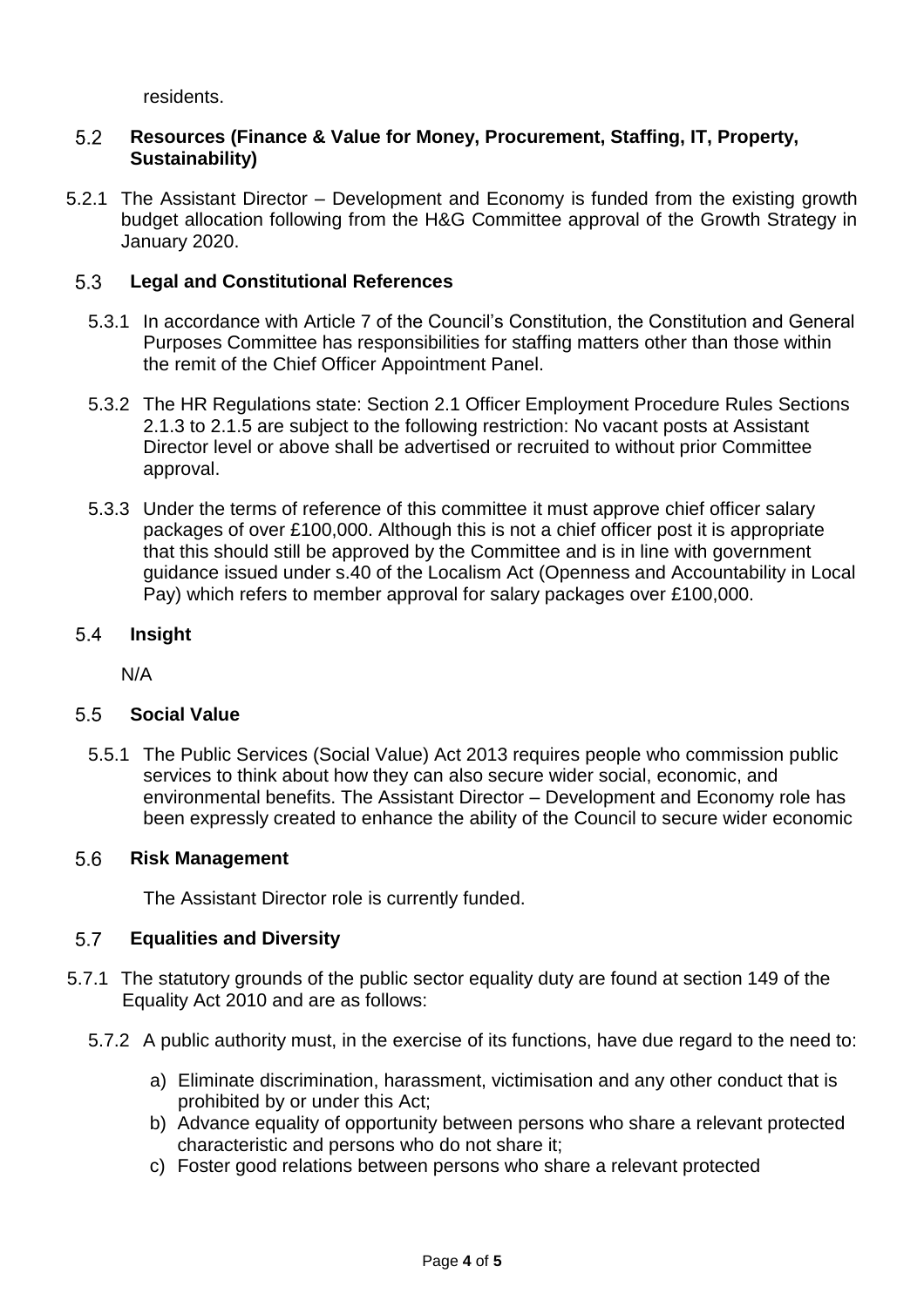residents.

### 5.2 Resources (Finance & Value for Money, Procurement, Staffing, IT, Property, Sustainability)

5.2.1 The Assistant Director – Development and Economy is funded from the existing growth budget allocation following from the H&G Committee approval of the Growth Strategy in January 2020.

### 5.3 Legal and Constitutional References

5.3.1 In accordance with Article 7 of the Council's Constitution, the Constitution and General Purposes Committee has responsibilities for staffing matters other than those within the remit of the Chief Officer Appointment Panel.

5.3.2 The HR Regulations state: Section 2.1 Officer Employment Procedure Rules Sections 2.1.3 to 2.1.5 are subject to the following restriction: No vacant posts at Assistant Director level or above shall be advertised or recruited to without prior Committee approval.

5.3.3 Under the terms of reference of this committee it must approve chief officer salary packages of over £100,000. Although this is not a chief officer post it is appropriate that this should still be approved by the Committee and is in line with government guidance issued under s.40 of the Localism Act (Openness and Accountability in Local Pay) which refers to member approval for salary packages over £100,000.

### 5.4 Insight

N/A

### 5.5 Social Value

5.5.1 The Public Services (Social Value) Act 2013 requires people who commission public services to think about how they can also secure wider social, economic, and environmental benefits. The Assistant Director – Development and Economy role has been expressly created to enhance the ability of the Council to secure wider economic

### 5.6 Risk Management

The Assistant Director role is currently funded.

### 5.7 Equalities and Diversity

5.7.1 The statutory grounds of the public sector equality duty are found at section 149 of the Equality Act 2010 and are as follows:

5.7.2 A public authority must, in the exercise of its functions, have due regard to the need to:

a) Eliminate discrimination, harassment, victimisation and any other conduct that is prohibited by or under this Act;
b) Advance equality of opportunity between persons who share a relevant protected characteristic and persons who do not share it;
c) Foster good relations between persons who share a relevant protected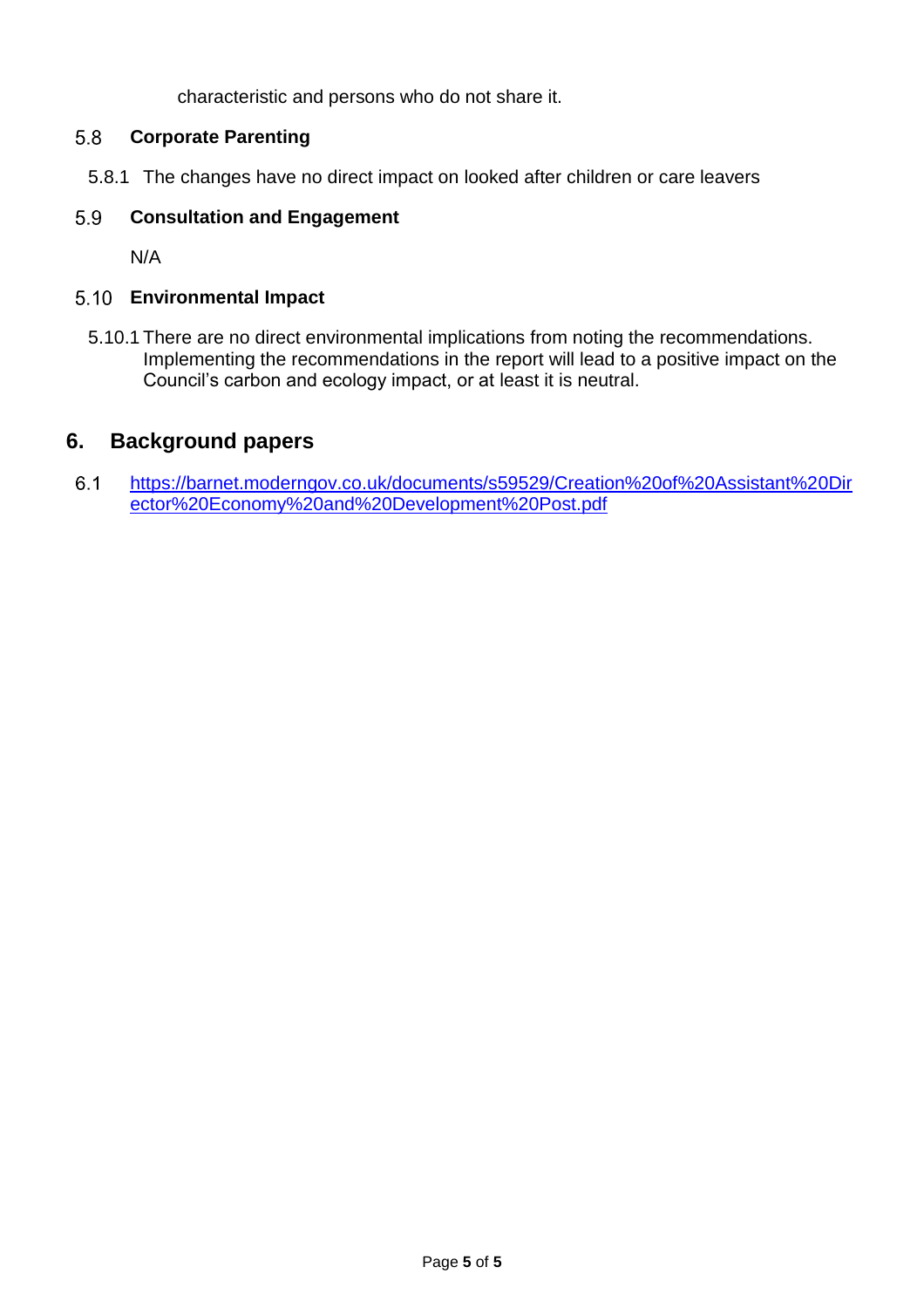characteristic and persons who do not share it.

### 5.8 Corporate Parenting

5.8.1 The changes have no direct impact on looked after children or care leavers

### 5.9 Consultation and Engagement

N/A

### 5.10 Environmental Impact

5.10.1 There are no direct environmental implications from noting the recommendations. Implementing the recommendations in the report will lead to a positive impact on the Council's carbon and ecology impact, or at least it is neutral.

## 6. Background papers

6.1 https://barnet.moderngov.co.uk/documents/s59529/Creation%20of%20Assistant%20Director%20Economy%20and%20Development%20Post.pdf